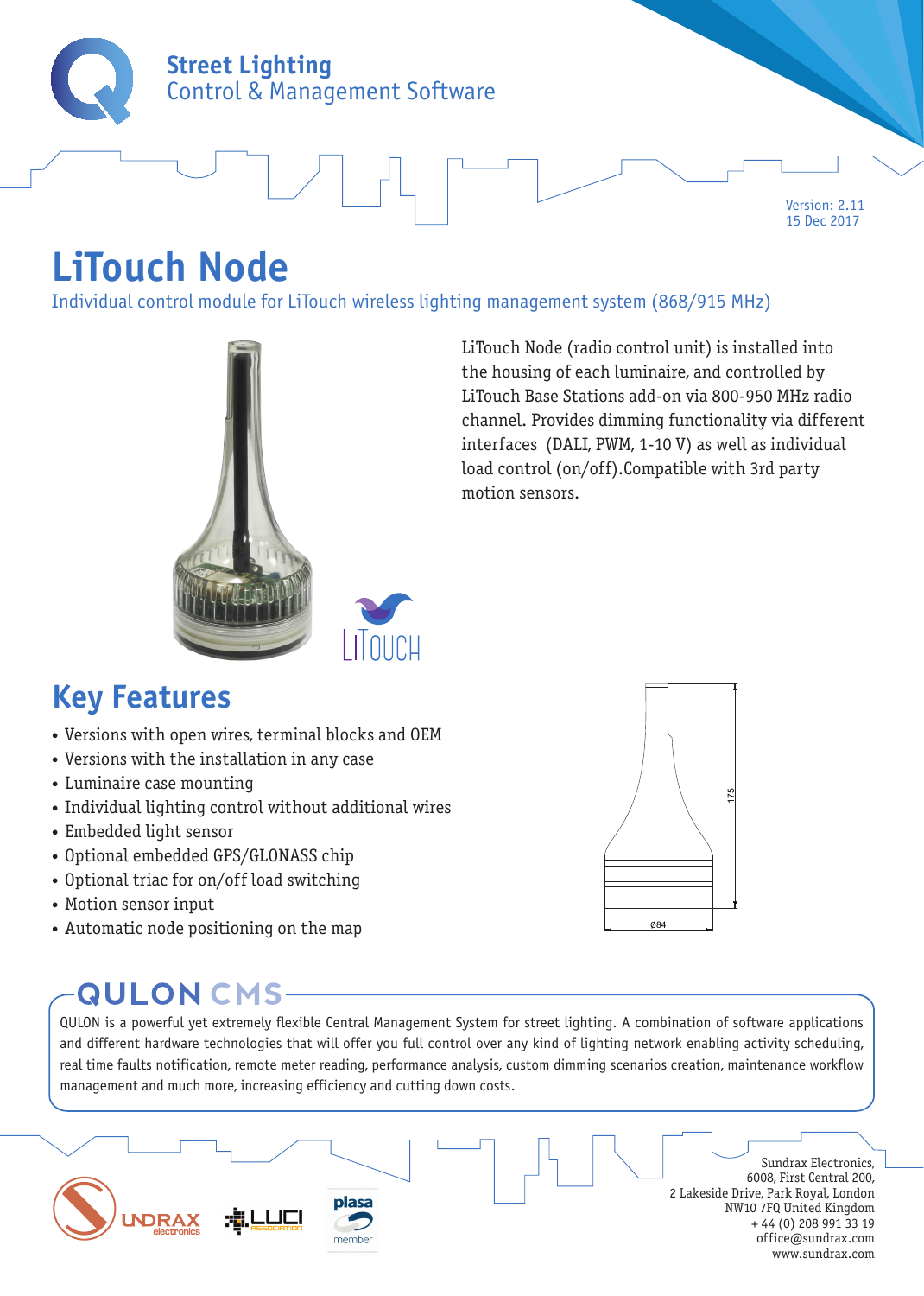**Street Lighting**
Control & Management Software

Version: 2.11
15 Dec 2017

# LiTouch Node

Individual control module for LiTouch wireless lighting management system (868/915 MHz)

LiTouch Node (radio control unit) is installed into the housing of each luminaire, and controlled by LiTouch Base Stations add-on via 800-950 MHz radio channel. Provides dimming functionality via different interfaces (DALI, PWM, 1-10 V) as well as individual load control (on/off).Compatible with 3rd party motion sensors.

## Key Features

- Versions with open wires, terminal blocks and OEM
- Versions with the installation in any case
- Luminaire case mounting
- Individual lighting control without additional wires
- Embedded light sensor
- Optional embedded GPS/GLONASS chip
- Optional triac for on/off load switching
- Motion sensor input
- Automatic node positioning on the map

175

Ø84

## QULON CMS

QULON is a powerful yet extremely flexible Central Management System for street lighting. A combination of software applications and different hardware technologies that will offer you full control over any kind of lighting network enabling activity scheduling, real time faults notification, remote meter reading, performance analysis, custom dimming scenarios creation, maintenance workflow management and much more, increasing efficiency and cutting down costs.

Sundrax Electronics,
6008, First Central 200,
2 Lakeside Drive, Park Royal, London
NW10 7FQ United Kingdom
+ 44 (0) 208 991 33 19
office@sundrax.com
www.sundrax.com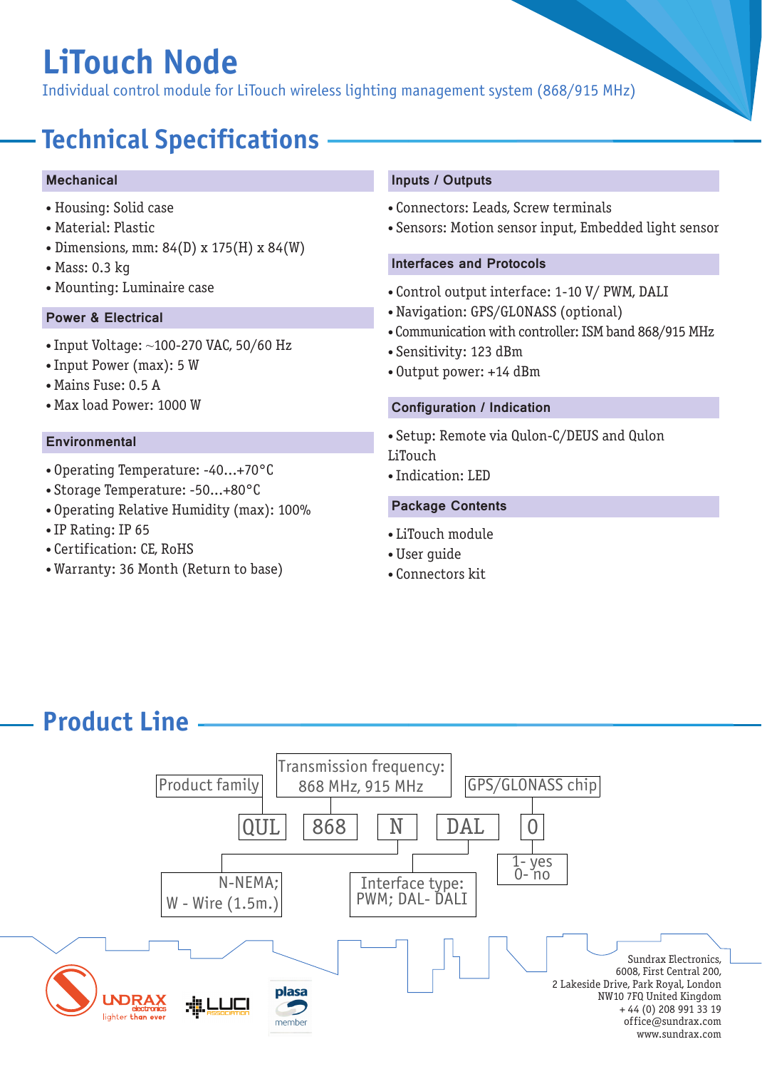# LiTouch Node

Individual control module for LiTouch wireless lighting management system (868/915 MHz)

## Technical Specifications

### Mechanical

- Housing: Solid case
- Material: Plastic
- Dimensions, mm: 84(D) x 175(H) x 84(W)
- Mass: 0.3 kg
- Mounting: Luminaire case

### Power & Electrical

- Input Voltage: ~100-270 VAC, 50/60 Hz
- Input Power (max): 5 W
- Mains Fuse: 0.5 A
- Max load Power: 1000 W

### Environmental

- Operating Temperature: -40…+70°C
- Storage Temperature: -50…+80°C
- Operating Relative Humidity (max): 100%
- IP Rating: IP 65
- Certification: CE, RoHS
- Warranty: 36 Month (Return to base)

### Inputs / Outputs

- Connectors: Leads, Screw terminals
- Sensors: Motion sensor input, Embedded light sensor

### Interfaces and Protocols

- Control output interface: 1-10 V/ PWM, DALI
- Navigation: GPS/GLONASS (optional)
- Communication with controller: ISM band 868/915 MHz
- Sensitivity: 123 dBm
- Output power: +14 dBm

### Configuration / Indication

- Setup: Remote via Qulon-C/DEUS and Qulon LiTouch
- Indication: LED

### Package Contents

- LiTouch module
- User guide
- Connectors kit

## Product Line

| QUL | 868 | N | DAL | 0 |
|---|---|---|---|---|
| Product family | Transmission frequency: 868 MHz, 915 MHz | N-NEMA; W - Wire (1.5m.) | Interface type: PWM; DAL- DALI | GPS/GLONASS chip: 1- yes, 0- no |

Sundrax Electronics,
6008, First Central 200,
2 Lakeside Drive, Park Royal, London
NW10 7FQ United Kingdom
+ 44 (0) 208 991 33 19
office@sundrax.com
www.sundrax.com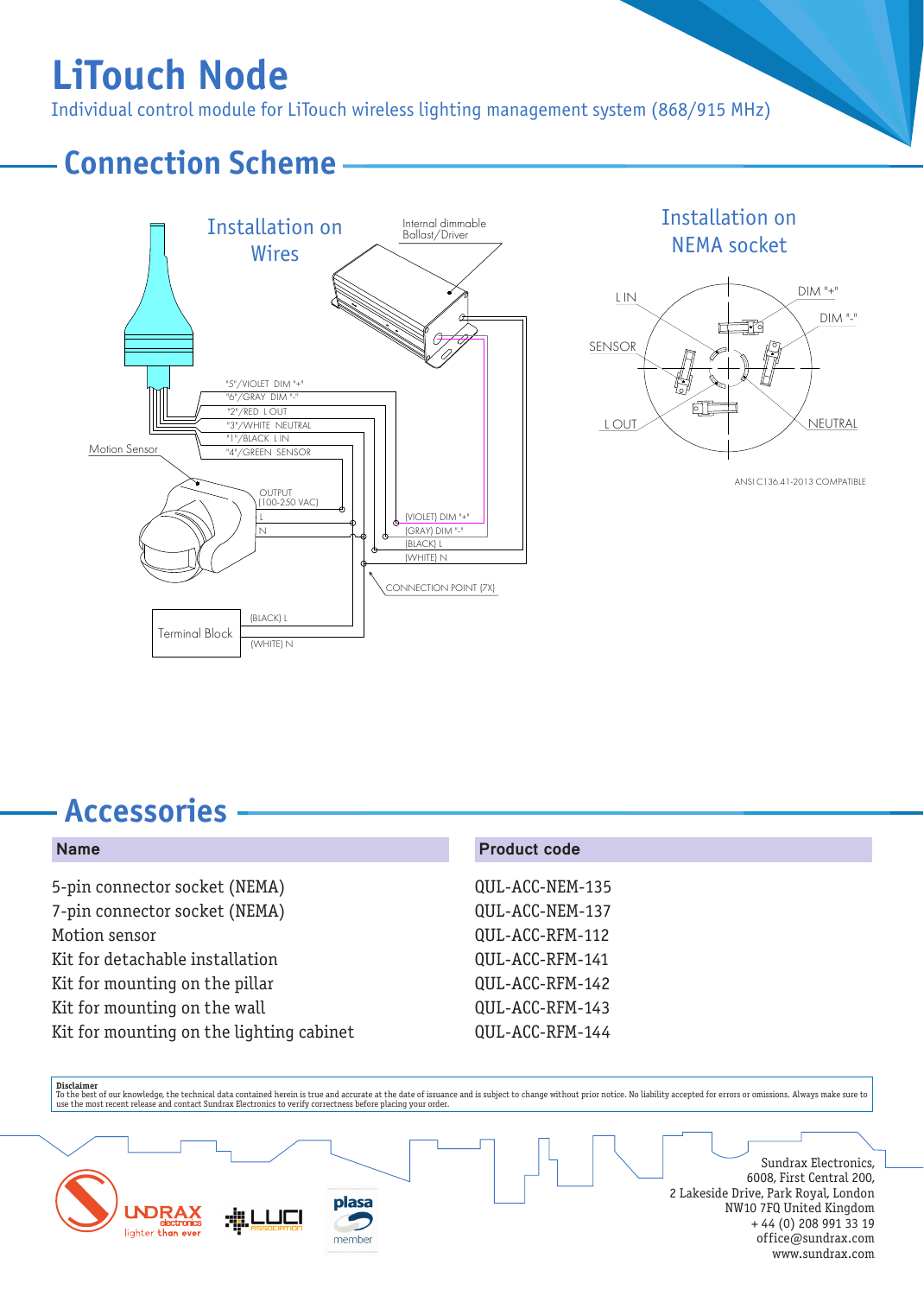# LiTouch Node

Individual control module for LiTouch wireless lighting management system (868/915 MHz)

## Connection Scheme

Installation on Wires

Internal dimmable Ballast/Driver

"5"/VIOLET DIM "+"
"6"/GRAY DIM "-"
"2"/RED L OUT
"3"/WHITE NEUTRAL
"1"/BLACK L IN
"4"/GREEN SENSOR

Motion Sensor

OUTPUT (100-250 VAC)
L
N

(VIOLET) DIM "+"
(GRAY) DIM "-"
(BLACK) L
(WHITE) N

CONNECTION POINT (7X)

Terminal Block
(BLACK) L
(WHITE) N

Installation on NEMA socket

L IN
DIM "+"
DIM "-"
SENSOR
L OUT
NEUTRAL

ANSI C136.41-2013 COMPATIBLE

## Accessories

| Name | Product code |
|---|---|
| 5-pin connector socket (NEMA) | QUL-ACC-NEM-135 |
| 7-pin connector socket (NEMA) | QUL-ACC-NEM-137 |
| Motion sensor | QUL-ACC-RFM-112 |
| Kit for detachable installation | QUL-ACC-RFM-141 |
| Kit for mounting on the pillar | QUL-ACC-RFM-142 |
| Kit for mounting on the wall | QUL-ACC-RFM-143 |
| Kit for mounting on the lighting cabinet | QUL-ACC-RFM-144 |

**Disclaimer**
To the best of our knowledge, the technical data contained herein is true and accurate at the date of issuance and is subject to change without prior notice. No liability accepted for errors or omissions. Always make sure to use the most recent release and contact Sundrax Electronics to verify correctness before placing your order.

SUNDRAX electronics lighter than ever

LUCI ASSOCIATION

plasa member

Sundrax Electronics,
6008, First Central 200,
2 Lakeside Drive, Park Royal, London
NW10 7FQ United Kingdom
+ 44 (0) 208 991 33 19
office@sundrax.com
www.sundrax.com